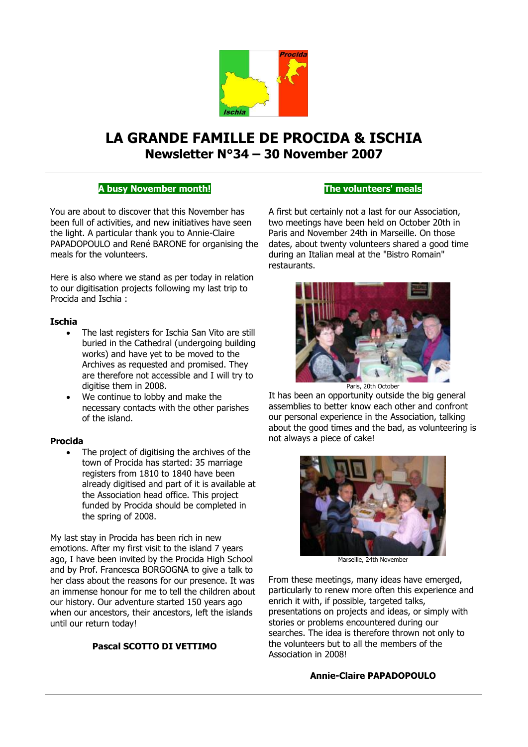# LA GRANDE FAMILLE DE PROCIDA & ISCHIA
## Newsletter N°34 – 30 November 2007

### A busy November month!

You are about to discover that this November has been full of activities, and new initiatives have seen the light. A particular thank you to Annie-Claire PAPADOPOULO and René BARONE for organising the meals for the volunteers.

Here is also where we stand as per today in relation to our digitisation projects following my last trip to Procida and Ischia :

**Ischia**

- The last registers for Ischia San Vito are still buried in the Cathedral (undergoing building works) and have yet to be moved to the Archives as requested and promised. They are therefore not accessible and I will try to digitise them in 2008.
- We continue to lobby and make the necessary contacts with the other parishes of the island.

**Procida**

- The project of digitising the archives of the town of Procida has started: 35 marriage registers from 1810 to 1840 have been already digitised and part of it is available at the Association head office. This project funded by Procida should be completed in the spring of 2008.

My last stay in Procida has been rich in new emotions. After my first visit to the island 7 years ago, I have been invited by the Procida High School and by Prof. Francesca BORGOGNA to give a talk to her class about the reasons for our presence. It was an immense honour for me to tell the children about our history. Our adventure started 150 years ago when our ancestors, their ancestors, left the islands until our return today!

**Pascal SCOTTO DI VETTIMO**

### The volunteers' meals

A first but certainly not a last for our Association, two meetings have been held on October 20th in Paris and November 24th in Marseille. On those dates, about twenty volunteers shared a good time during an Italian meal at the "Bistro Romain" restaurants.

Paris, 20th October

It has been an opportunity outside the big general assemblies to better know each other and confront our personal experience in the Association, talking about the good times and the bad, as volunteering is not always a piece of cake!

Marseille, 24th November

From these meetings, many ideas have emerged, particularly to renew more often this experience and enrich it with, if possible, targeted talks, presentations on projects and ideas, or simply with stories or problems encountered during our searches. The idea is therefore thrown not only to the volunteers but to all the members of the Association in 2008!

**Annie-Claire PAPADOPOULO**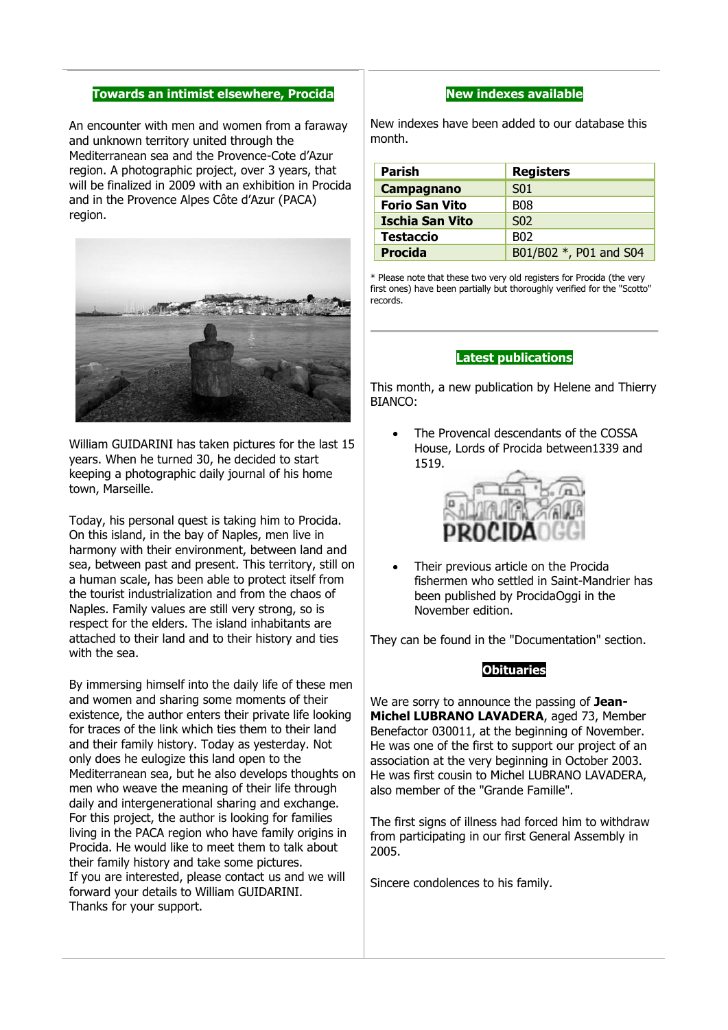## Towards an intimist elsewhere, Procida

An encounter with men and women from a faraway and unknown territory united through the Mediterranean sea and the Provence-Cote d'Azur region. A photographic project, over 3 years, that will be finalized in 2009 with an exhibition in Procida and in the Provence Alpes Côte d'Azur (PACA) region.

William GUIDARINI has taken pictures for the last 15 years. When he turned 30, he decided to start keeping a photographic daily journal of his home town, Marseille.

Today, his personal quest is taking him to Procida. On this island, in the bay of Naples, men live in harmony with their environment, between land and sea, between past and present. This territory, still on a human scale, has been able to protect itself from the tourist industrialization and from the chaos of Naples. Family values are still very strong, so is respect for the elders. The island inhabitants are attached to their land and to their history and ties with the sea.

By immersing himself into the daily life of these men and women and sharing some moments of their existence, the author enters their private life looking for traces of the link which ties them to their land and their family history. Today as yesterday. Not only does he eulogize this land open to the Mediterranean sea, but he also develops thoughts on men who weave the meaning of their life through daily and intergenerational sharing and exchange. For this project, the author is looking for families living in the PACA region who have family origins in Procida. He would like to meet them to talk about their family history and take some pictures.
If you are interested, please contact us and we will forward your details to William GUIDARINI.
Thanks for your support.

## New indexes available

New indexes have been added to our database this month.

| Parish | Registers |
|---|---|
| **Campagnano** | S01 |
| **Forio San Vito** | B08 |
| **Ischia San Vito** | S02 |
| **Testaccio** | B02 |
| **Procida** | B01/B02 *, P01 and S04 |

* Please note that these two very old registers for Procida (the very first ones) have been partially but thoroughly verified for the "Scotto" records.

## Latest publications

This month, a new publication by Helene and Thierry BIANCO:

- The Provencal descendants of the COSSA House, Lords of Procida between1339 and 1519.
- Their previous article on the Procida fishermen who settled in Saint-Mandrier has been published by ProcidaOggi in the November edition.

They can be found in the "Documentation" section.

## Obituaries

We are sorry to announce the passing of **Jean-Michel LUBRANO LAVADERA**, aged 73, Member Benefactor 030011, at the beginning of November. He was one of the first to support our project of an association at the very beginning in October 2003. He was first cousin to Michel LUBRANO LAVADERA, also member of the "Grande Famille".

The first signs of illness had forced him to withdraw from participating in our first General Assembly in 2005.

Sincere condolences to his family.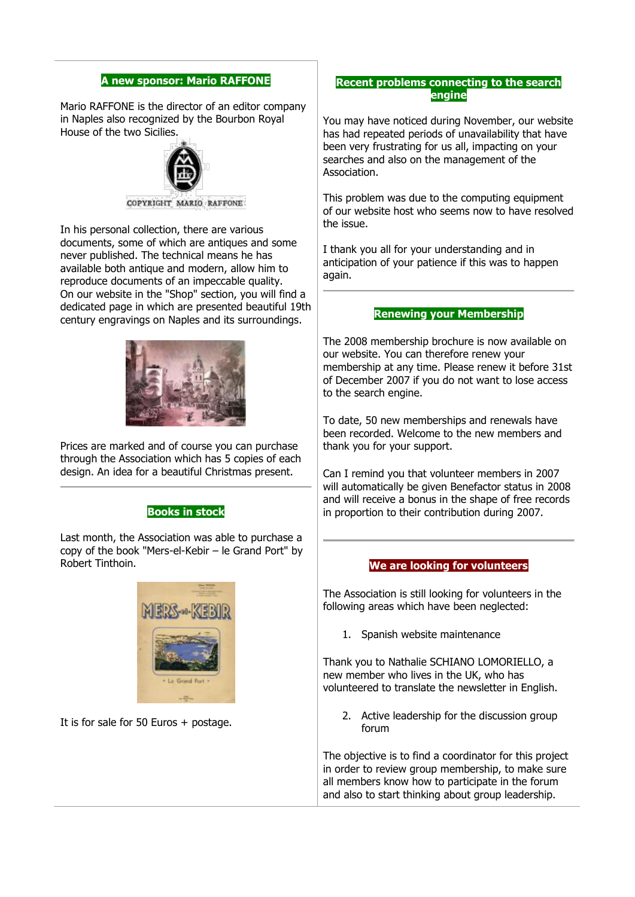## A new sponsor: Mario RAFFONE

Mario RAFFONE is the director of an editor company in Naples also recognized by the Bourbon Royal House of the two Sicilies.

COPYRIGHT MARIO RAFFONE

In his personal collection, there are various documents, some of which are antiques and some never published. The technical means he has available both antique and modern, allow him to reproduce documents of an impeccable quality.
On our website in the "Shop" section, you will find a dedicated page in which are presented beautiful 19th century engravings on Naples and its surroundings.

Prices are marked and of course you can purchase through the Association which has 5 copies of each design. An idea for a beautiful Christmas present.

## Books in stock

Last month, the Association was able to purchase a copy of the book "Mers-el-Kebir – le Grand Port" by Robert Tinthoin.

It is for sale for 50 Euros + postage.

## Recent problems connecting to the search engine

You may have noticed during November, our website has had repeated periods of unavailability that have been very frustrating for us all, impacting on your searches and also on the management of the Association.

This problem was due to the computing equipment of our website host who seems now to have resolved the issue.

I thank you all for your understanding and in anticipation of your patience if this was to happen again.

## Renewing your Membership

The 2008 membership brochure is now available on our website. You can therefore renew your membership at any time. Please renew it before 31st of December 2007 if you do not want to lose access to the search engine.

To date, 50 new memberships and renewals have been recorded. Welcome to the new members and thank you for your support.

Can I remind you that volunteer members in 2007 will automatically be given Benefactor status in 2008 and will receive a bonus in the shape of free records in proportion to their contribution during 2007.

## We are looking for volunteers

The Association is still looking for volunteers in the following areas which have been neglected:

1. Spanish website maintenance

Thank you to Nathalie SCHIANO LOMORIELLO, a new member who lives in the UK, who has volunteered to translate the newsletter in English.

2. Active leadership for the discussion group forum

The objective is to find a coordinator for this project in order to review group membership, to make sure all members know how to participate in the forum and also to start thinking about group leadership.